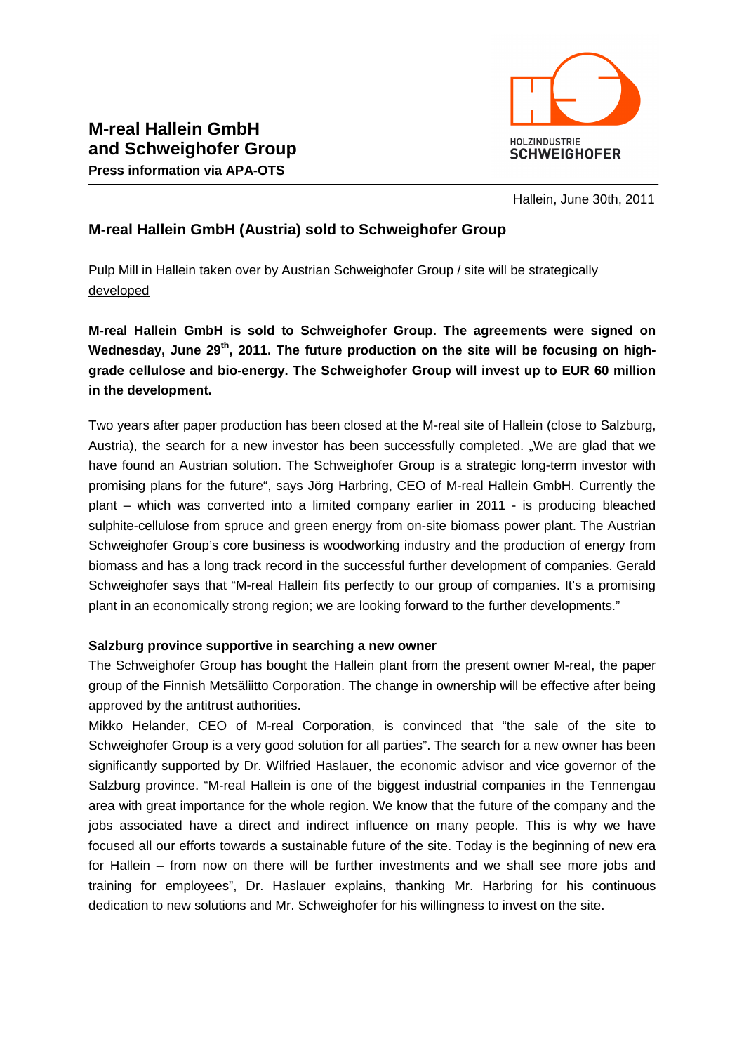**M-real Hallein GmbH and Schweighofer Group**
**Press information via APA-OTS**

HOLZINDUSTRIE SCHWEIGHOFER

Hallein, June 30th, 2011

# M-real Hallein GmbH (Austria) sold to Schweighofer Group

Pulp Mill in Hallein taken over by Austrian Schweighofer Group / site will be strategically developed

**M-real Hallein GmbH is sold to Schweighofer Group. The agreements were signed on Wednesday, June 29th, 2011. The future production on the site will be focusing on high-grade cellulose and bio-energy. The Schweighofer Group will invest up to EUR 60 million in the development.**

Two years after paper production has been closed at the M-real site of Hallein (close to Salzburg, Austria), the search for a new investor has been successfully completed. „We are glad that we have found an Austrian solution. The Schweighofer Group is a strategic long-term investor with promising plans for the future“, says Jörg Harbring, CEO of M-real Hallein GmbH. Currently the plant – which was converted into a limited company earlier in 2011 - is producing bleached sulphite-cellulose from spruce and green energy from on-site biomass power plant. The Austrian Schweighofer Group's core business is woodworking industry and the production of energy from biomass and has a long track record in the successful further development of companies. Gerald Schweighofer says that "M-real Hallein fits perfectly to our group of companies. It's a promising plant in an economically strong region; we are looking forward to the further developments."

## Salzburg province supportive in searching a new owner

The Schweighofer Group has bought the Hallein plant from the present owner M-real, the paper group of the Finnish Metsäliitto Corporation. The change in ownership will be effective after being approved by the antitrust authorities.

Mikko Helander, CEO of M-real Corporation, is convinced that "the sale of the site to Schweighofer Group is a very good solution for all parties". The search for a new owner has been significantly supported by Dr. Wilfried Haslauer, the economic advisor and vice governor of the Salzburg province. "M-real Hallein is one of the biggest industrial companies in the Tennengau area with great importance for the whole region. We know that the future of the company and the jobs associated have a direct and indirect influence on many people. This is why we have focused all our efforts towards a sustainable future of the site. Today is the beginning of new era for Hallein – from now on there will be further investments and we shall see more jobs and training for employees", Dr. Haslauer explains, thanking Mr. Harbring for his continuous dedication to new solutions and Mr. Schweighofer for his willingness to invest on the site.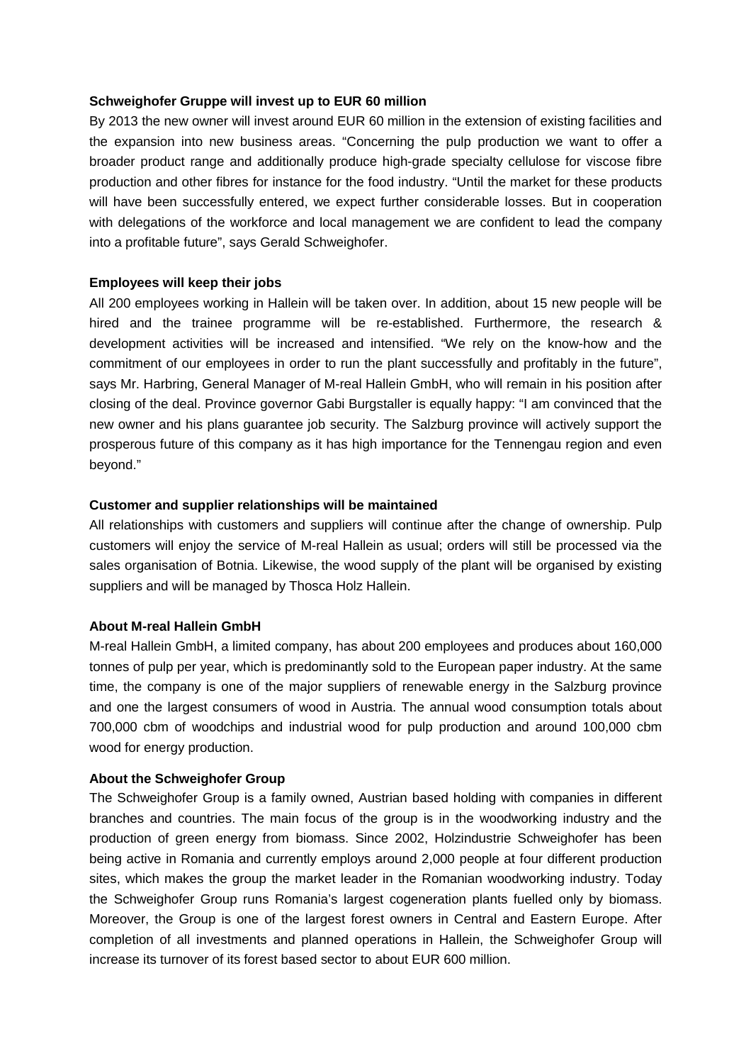**Schweighofer Gruppe will invest up to EUR 60 million**

By 2013 the new owner will invest around EUR 60 million in the extension of existing facilities and the expansion into new business areas. "Concerning the pulp production we want to offer a broader product range and additionally produce high-grade specialty cellulose for viscose fibre production and other fibres for instance for the food industry. "Until the market for these products will have been successfully entered, we expect further considerable losses. But in cooperation with delegations of the workforce and local management we are confident to lead the company into a profitable future", says Gerald Schweighofer.

**Employees will keep their jobs**

All 200 employees working in Hallein will be taken over. In addition, about 15 new people will be hired and the trainee programme will be re-established. Furthermore, the research & development activities will be increased and intensified. "We rely on the know-how and the commitment of our employees in order to run the plant successfully and profitably in the future", says Mr. Harbring, General Manager of M-real Hallein GmbH, who will remain in his position after closing of the deal. Province governor Gabi Burgstaller is equally happy: "I am convinced that the new owner and his plans guarantee job security. The Salzburg province will actively support the prosperous future of this company as it has high importance for the Tennengau region and even beyond."

**Customer and supplier relationships will be maintained**

All relationships with customers and suppliers will continue after the change of ownership. Pulp customers will enjoy the service of M-real Hallein as usual; orders will still be processed via the sales organisation of Botnia. Likewise, the wood supply of the plant will be organised by existing suppliers and will be managed by Thosca Holz Hallein.

**About M-real Hallein GmbH**

M-real Hallein GmbH, a limited company, has about 200 employees and produces about 160,000 tonnes of pulp per year, which is predominantly sold to the European paper industry. At the same time, the company is one of the major suppliers of renewable energy in the Salzburg province and one the largest consumers of wood in Austria. The annual wood consumption totals about 700,000 cbm of woodchips and industrial wood for pulp production and around 100,000 cbm wood for energy production.

**About the Schweighofer Group**

The Schweighofer Group is a family owned, Austrian based holding with companies in different branches and countries. The main focus of the group is in the woodworking industry and the production of green energy from biomass. Since 2002, Holzindustrie Schweighofer has been being active in Romania and currently employs around 2,000 people at four different production sites, which makes the group the market leader in the Romanian woodworking industry. Today the Schweighofer Group runs Romania's largest cogeneration plants fuelled only by biomass. Moreover, the Group is one of the largest forest owners in Central and Eastern Europe. After completion of all investments and planned operations in Hallein, the Schweighofer Group will increase its turnover of its forest based sector to about EUR 600 million.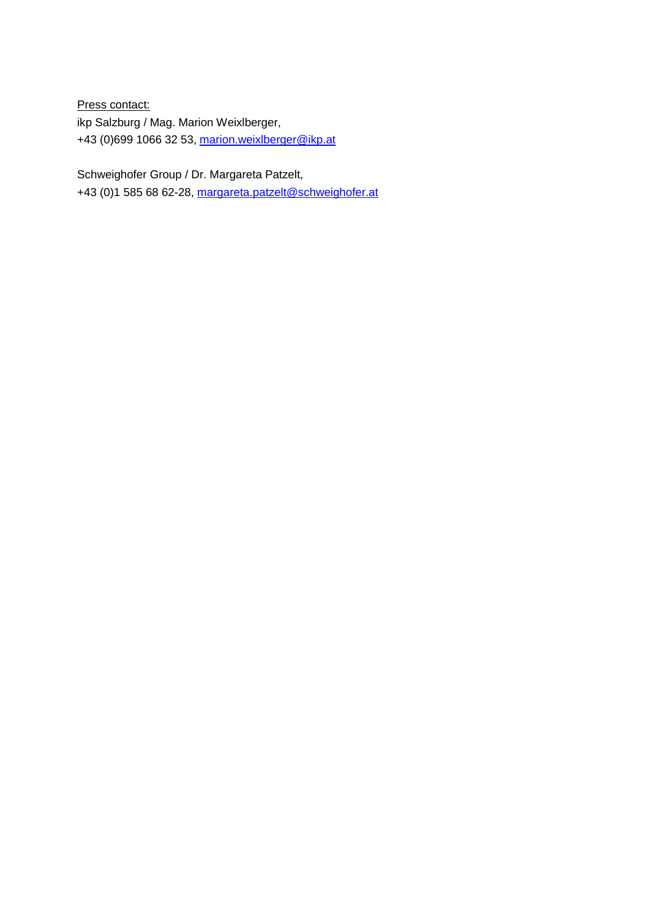<u>Press contact:</u>
ikp Salzburg / Mag. Marion Weixlberger,
+43 (0)699 1066 32 53, [marion.weixlberger@ikp.at](mailto:marion.weixlberger@ikp.at)

Schweighofer Group / Dr. Margareta Patzelt,
+43 (0)1 585 68 62-28, [margareta.patzelt@schweighofer.at](mailto:margareta.patzelt@schweighofer.at)